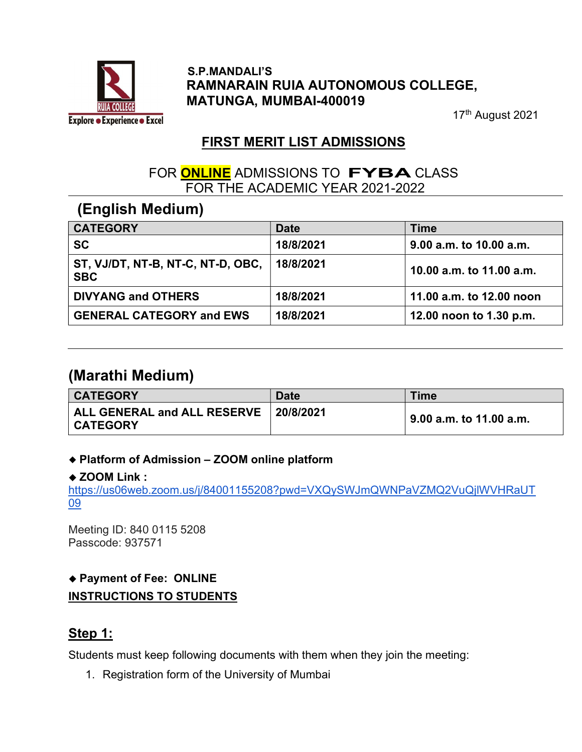S.P.MANDALI'S

**RAMNARAIN RUIA AUTONOMOUS COLLEGE,**
**MATUNGA, MUMBAI-400019**

17th August 2021

## FIRST MERIT LIST ADMISSIONS

FOR **ONLINE** ADMISSIONS TO **FYBA** CLASS
FOR THE ACADEMIC YEAR 2021-2022

## (English Medium)

| CATEGORY | Date | Time |
|---|---|---|
| **SC** | **18/8/2021** | **9.00 a.m. to 10.00 a.m.** |
| **ST, VJ/DT, NT-B, NT-C, NT-D, OBC, SBC** | **18/8/2021** | **10.00 a.m. to 11.00 a.m.** |
| **DIVYANG and OTHERS** | **18/8/2021** | **11.00 a.m. to 12.00 noon** |
| **GENERAL CATEGORY and EWS** | **18/8/2021** | **12.00 noon to 1.30 p.m.** |

## (Marathi Medium)

| CATEGORY | Date | Time |
|---|---|---|
| **ALL GENERAL and ALL RESERVE CATEGORY** | **20/8/2021** | **9.00 a.m. to 11.00 a.m.** |

- **Platform of Admission – ZOOM online platform**
- **ZOOM Link :**
  https://us06web.zoom.us/j/84001155208?pwd=VXQySWJmQWNPaVZMQ2VuQjlWVHRaUT09

Meeting ID: 840 0115 5208
Passcode: 937571

- **Payment of Fee: ONLINE**

**INSTRUCTIONS TO STUDENTS**

## Step 1:

Students must keep following documents with them when they join the meeting:

1. Registration form of the University of Mumbai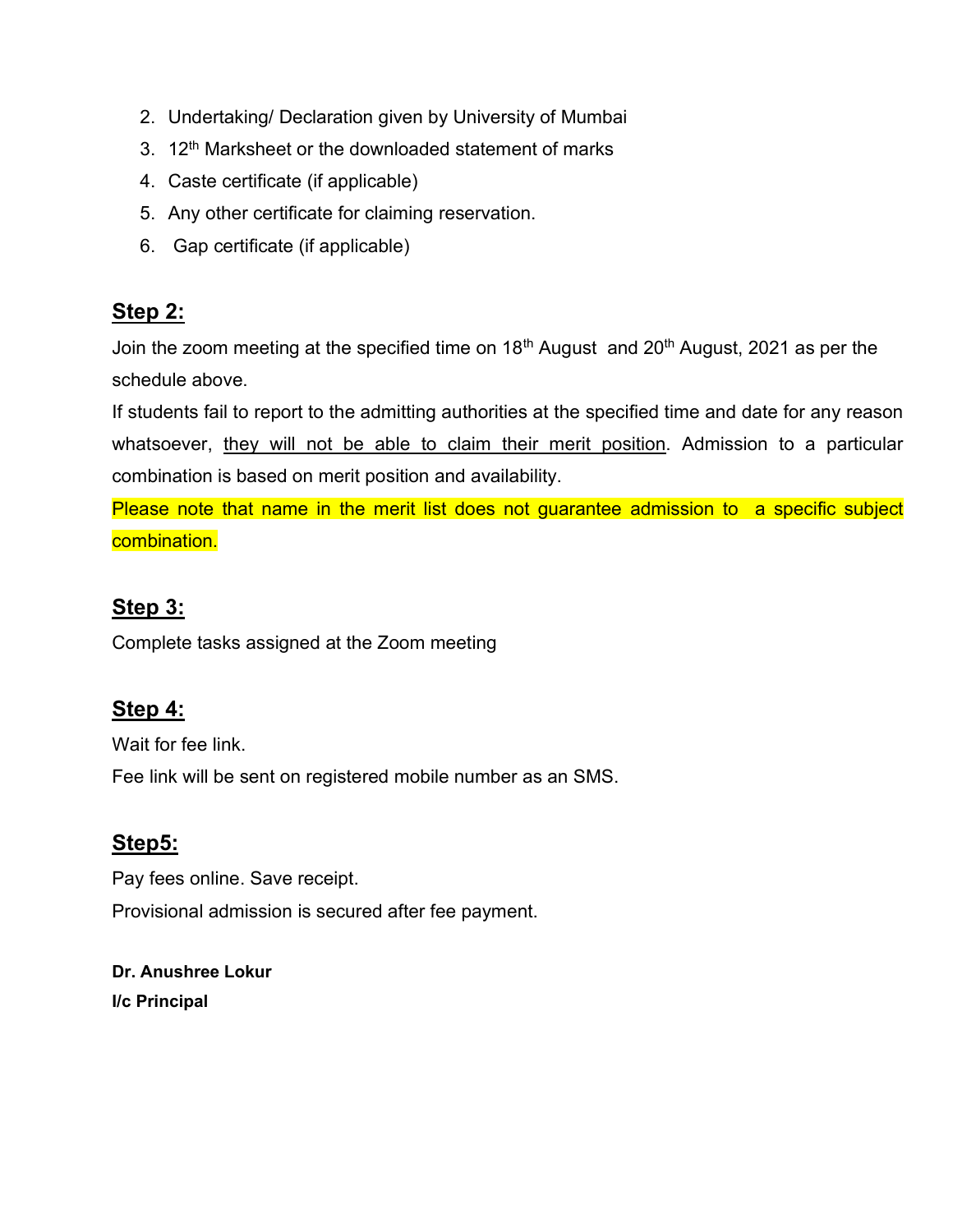2. Undertaking/ Declaration given by University of Mumbai
3. 12th Marksheet or the downloaded statement of marks
4. Caste certificate (if applicable)
5. Any other certificate for claiming reservation.
6. Gap certificate (if applicable)

## Step 2:

Join the zoom meeting at the specified time on 18th August and 20th August, 2021 as per the schedule above.

If students fail to report to the admitting authorities at the specified time and date for any reason whatsoever, they will not be able to claim their merit position. Admission to a particular combination is based on merit position and availability.

Please note that name in the merit list does not guarantee admission to a specific subject combination.

## Step 3:

Complete tasks assigned at the Zoom meeting

## Step 4:

Wait for fee link.

Fee link will be sent on registered mobile number as an SMS.

## Step5:

Pay fees online. Save receipt.

Provisional admission is secured after fee payment.

**Dr. Anushree Lokur**
**I/c Principal**